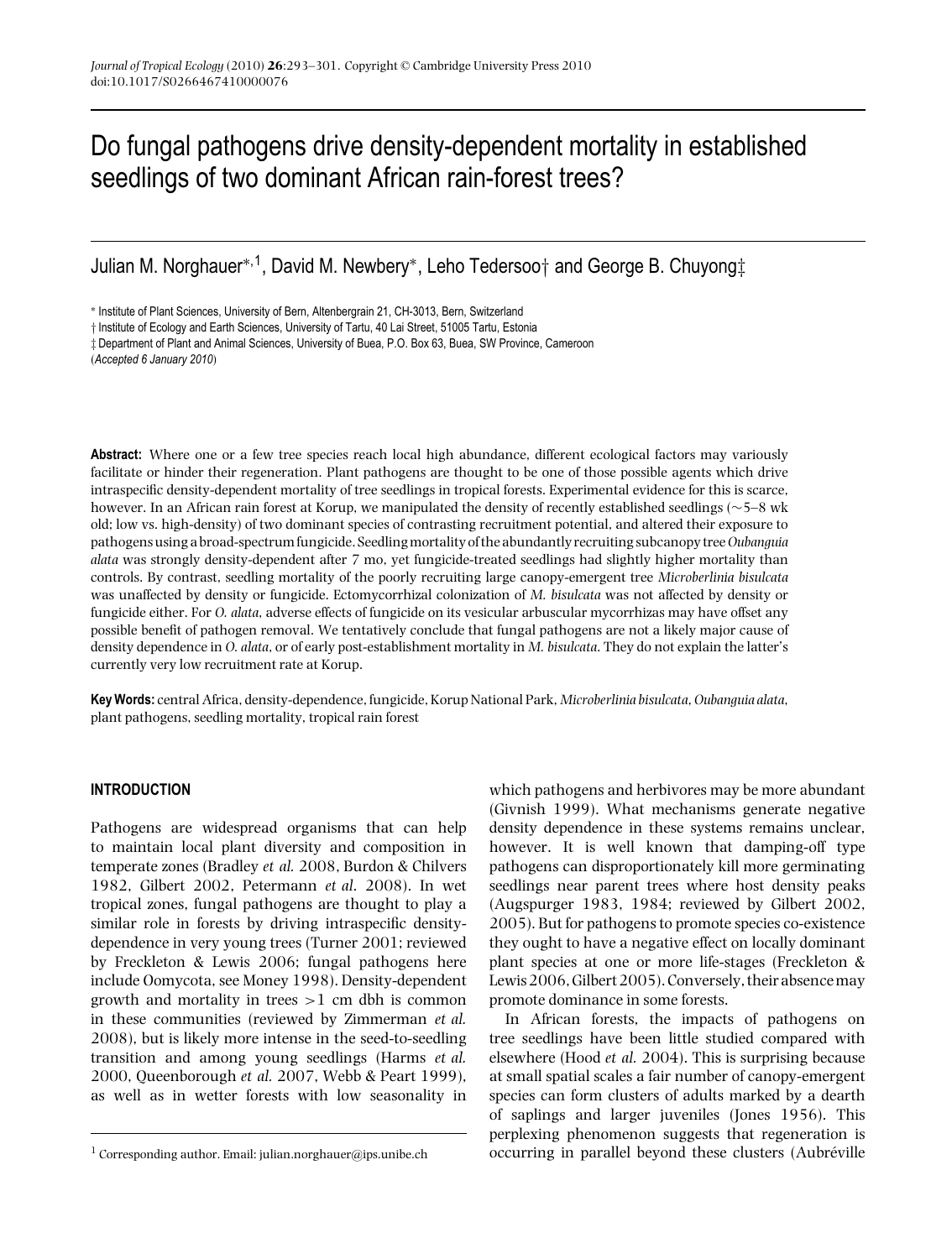# Do fungal pathogens drive density-dependent mortality in established seedlings of two dominant African rain-forest trees?

Julian M. Norghauer*,[1], David M. Newbery*, Leho Tedersoo† and George B. Chuyong‡

\* Institute of Plant Sciences, University of Bern, Altenbergrain 21, CH-3013, Bern, Switzerland

† Institute of Ecology and Earth Sciences, University of Tartu, 40 Lai Street, 51005 Tartu, Estonia

‡ Department of Plant and Animal Sciences, University of Buea, P.O. Box 63, Buea, SW Province, Cameroon

(*Accepted 6 January 2010*)

**Abstract:** Where one or a few tree species reach local high abundance, different ecological factors may variously facilitate or hinder their regeneration. Plant pathogens are thought to be one of those possible agents which drive intraspecific density-dependent mortality of tree seedlings in tropical forests. Experimental evidence for this is scarce, however. In an African rain forest at Korup, we manipulated the density of recently established seedlings (~5–8 wk old; low vs. high-density) of two dominant species of contrasting recruitment potential, and altered their exposure to pathogens using a broad-spectrum fungicide. Seedling mortality of the abundantly recruiting subcanopy tree *Oubanguia alata* was strongly density-dependent after 7 mo, yet fungicide-treated seedlings had slightly higher mortality than controls. By contrast, seedling mortality of the poorly recruiting large canopy-emergent tree *Microberlinia bisulcata* was unaffected by density or fungicide. Ectomycorrhizal colonization of *M. bisulcata* was not affected by density or fungicide either. For *O. alata*, adverse effects of fungicide on its vesicular arbuscular mycorrhizas may have offset any possible benefit of pathogen removal. We tentatively conclude that fungal pathogens are not a likely major cause of density dependence in *O. alata*, or of early post-establishment mortality in *M. bisulcata*. They do not explain the latter's currently very low recruitment rate at Korup.

**Key Words:** central Africa, density-dependence, fungicide, Korup National Park, *Microberlinia bisulcata*, *Oubanguia alata*, plant pathogens, seedling mortality, tropical rain forest

## INTRODUCTION

Pathogens are widespread organisms that can help to maintain local plant diversity and composition in temperate zones (Bradley *et al.* 2008, Burdon & Chilvers 1982, Gilbert 2002, Petermann *et al.* 2008). In wet tropical zones, fungal pathogens are thought to play a similar role in forests by driving intraspecific density-dependence in very young trees (Turner 2001; reviewed by Freckleton & Lewis 2006; fungal pathogens here include Oomycota, see Money 1998). Density-dependent growth and mortality in trees >1 cm dbh is common in these communities (reviewed by Zimmerman *et al.* 2008), but is likely more intense in the seed-to-seedling transition and among young seedlings (Harms *et al.* 2000, Queenborough *et al.* 2007, Webb & Peart 1999), as well as in wetter forests with low seasonality in which pathogens and herbivores may be more abundant (Givnish 1999). What mechanisms generate negative density dependence in these systems remains unclear, however. It is well known that damping-off type pathogens can disproportionately kill more germinating seedlings near parent trees where host density peaks (Augspurger 1983, 1984; reviewed by Gilbert 2002, 2005). But for pathogens to promote species co-existence they ought to have a negative effect on locally dominant plant species at one or more life-stages (Freckleton & Lewis 2006, Gilbert 2005). Conversely, their absence may promote dominance in some forests.

In African forests, the impacts of pathogens on tree seedlings have been little studied compared with elsewhere (Hood *et al.* 2004). This is surprising because at small spatial scales a fair number of canopy-emergent species can form clusters of adults marked by a dearth of saplings and larger juveniles (Jones 1956). This perplexing phenomenon suggests that regeneration is occurring in parallel beyond these clusters (Aubréville

[1] Corresponding author. Email: julian.norghauer@ips.unibe.ch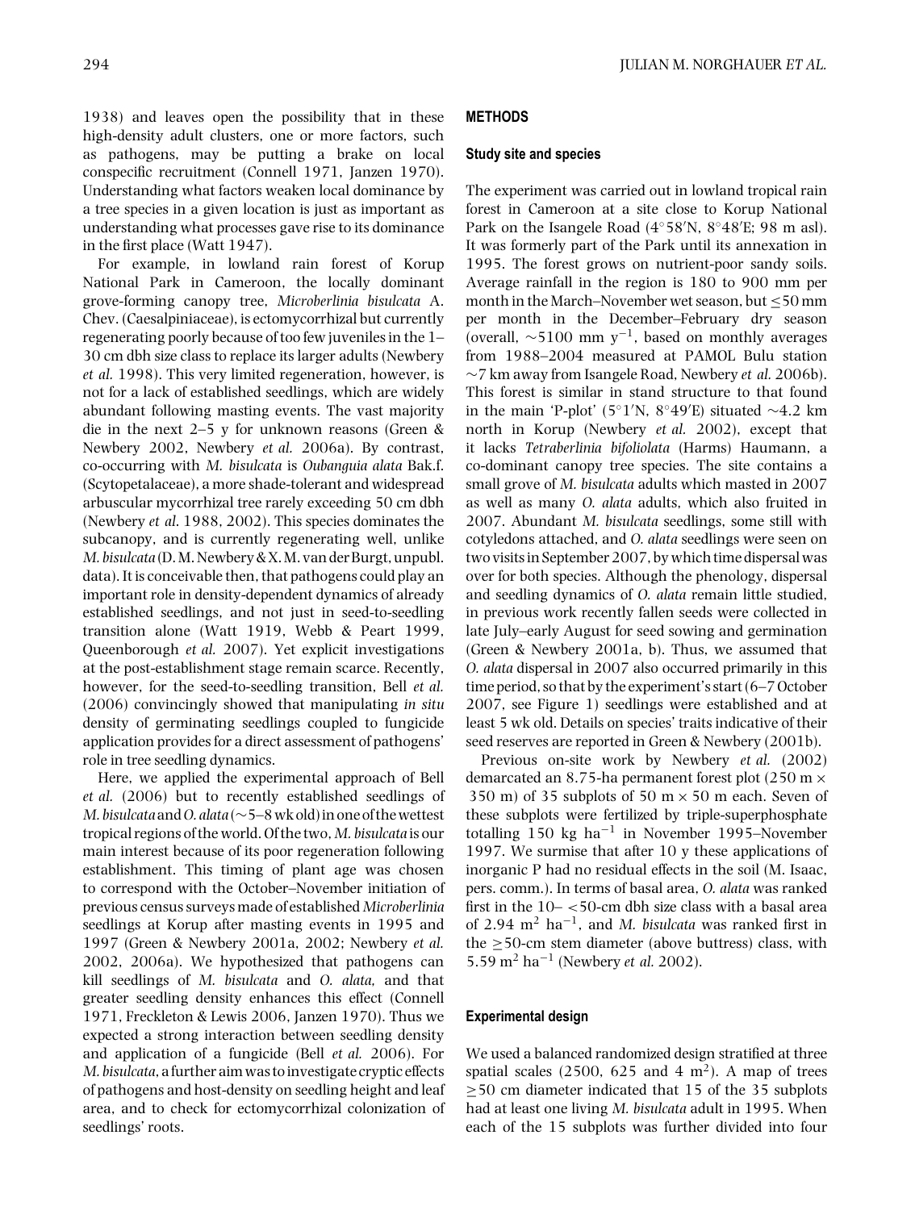1938) and leaves open the possibility that in these high-density adult clusters, one or more factors, such as pathogens, may be putting a brake on local conspecific recruitment (Connell 1971, Janzen 1970). Understanding what factors weaken local dominance by a tree species in a given location is just as important as understanding what processes gave rise to its dominance in the first place (Watt 1947).

For example, in lowland rain forest of Korup National Park in Cameroon, the locally dominant grove-forming canopy tree, *Microberlinia bisulcata* A. Chev. (Caesalpiniaceae), is ectomycorrhizal but currently regenerating poorly because of too few juveniles in the 1–30 cm dbh size class to replace its larger adults (Newbery *et al.* 1998). This very limited regeneration, however, is not for a lack of established seedlings, which are widely abundant following masting events. The vast majority die in the next 2–5 y for unknown reasons (Green & Newbery 2002, Newbery *et al.* 2006a). By contrast, co-occurring with *M. bisulcata* is *Oubanguia alata* Bak.f. (Scytopetalaceae), a more shade-tolerant and widespread arbuscular mycorrhizal tree rarely exceeding 50 cm dbh (Newbery *et al.* 1988, 2002). This species dominates the subcanopy, and is currently regenerating well, unlike *M. bisulcata* (D. M. Newbery & X. M. van der Burgt, unpubl. data). It is conceivable then, that pathogens could play an important role in density-dependent dynamics of already established seedlings, and not just in seed-to-seedling transition alone (Watt 1919, Webb & Peart 1999, Queenborough *et al.* 2007). Yet explicit investigations at the post-establishment stage remain scarce. Recently, however, for the seed-to-seedling transition, Bell *et al.* (2006) convincingly showed that manipulating *in situ* density of germinating seedlings coupled to fungicide application provides for a direct assessment of pathogens' role in tree seedling dynamics.

Here, we applied the experimental approach of Bell *et al.* (2006) but to recently established seedlings of *M. bisulcata* and *O. alata* (~5–8 wk old) in one of the wettest tropical regions of the world. Of the two, *M. bisulcata* is our main interest because of its poor regeneration following establishment. This timing of plant age was chosen to correspond with the October–November initiation of previous census surveys made of established *Microberlinia* seedlings at Korup after masting events in 1995 and 1997 (Green & Newbery 2001a, 2002; Newbery *et al.* 2002, 2006a). We hypothesized that pathogens can kill seedlings of *M. bisulcata* and *O. alata*, and that greater seedling density enhances this effect (Connell 1971, Freckleton & Lewis 2006, Janzen 1970). Thus we expected a strong interaction between seedling density and application of a fungicide (Bell *et al.* 2006). For *M. bisulcata*, a further aim was to investigate cryptic effects of pathogens and host-density on seedling height and leaf area, and to check for ectomycorrhizal colonization of seedlings' roots.

## METHODS

### Study site and species

The experiment was carried out in lowland tropical rain forest in Cameroon at a site close to Korup National Park on the Isangele Road (4°58′N, 8°48′E; 98 m asl). It was formerly part of the Park until its annexation in 1995. The forest grows on nutrient-poor sandy soils. Average rainfall in the region is 180 to 900 mm per month in the March–November wet season, but ≤50 mm per month in the December–February dry season (overall, ~5100 mm $y^{-1}$, based on monthly averages from 1988–2004 measured at PAMOL Bulu station ~7 km away from Isangele Road, Newbery *et al.* 2006b). This forest is similar in stand structure to that found in the main 'P-plot' (5°1′N, 8°49′E) situated ~4.2 km north in Korup (Newbery *et al.* 2002), except that it lacks *Tetraberlinia bifoliolata* (Harms) Haumann, a co-dominant canopy tree species. The site contains a small grove of *M. bisulcata* adults which masted in 2007 as well as many *O. alata* adults, which also fruited in 2007. Abundant *M. bisulcata* seedlings, some still with cotyledons attached, and *O. alata* seedlings were seen on two visits in September 2007, by which time dispersal was over for both species. Although the phenology, dispersal and seedling dynamics of *O. alata* remain little studied, in previous work recently fallen seeds were collected in late July–early August for seed sowing and germination (Green & Newbery 2001a, b). Thus, we assumed that *O. alata* dispersal in 2007 also occurred primarily in this time period, so that by the experiment's start (6–7 October 2007, see Figure 1) seedlings were established and at least 5 wk old. Details on species' traits indicative of their seed reserves are reported in Green & Newbery (2001b).

Previous on-site work by Newbery *et al.* (2002) demarcated an 8.75-ha permanent forest plot (250 m × 350 m) of 35 subplots of 50 m × 50 m each. Seven of these subplots were fertilized by triple-superphosphate totalling 150 kg $ha^{-1}$ in November 1995–November 1997. We surmise that after 10 y these applications of inorganic P had no residual effects in the soil (M. Isaac, pers. comm.). In terms of basal area, *O. alata* was ranked first in the 10– <50-cm dbh size class with a basal area of 2.94 $m^2$ $ha^{-1}$, and *M. bisulcata* was ranked first in the ≥50-cm stem diameter (above buttress) class, with 5.59 $m^2$ $ha^{-1}$ (Newbery *et al.* 2002).

### Experimental design

We used a balanced randomized design stratified at three spatial scales (2500, 625 and 4 $m^2$). A map of trees ≥50 cm diameter indicated that 15 of the 35 subplots had at least one living *M. bisulcata* adult in 1995. When each of the 15 subplots was further divided into four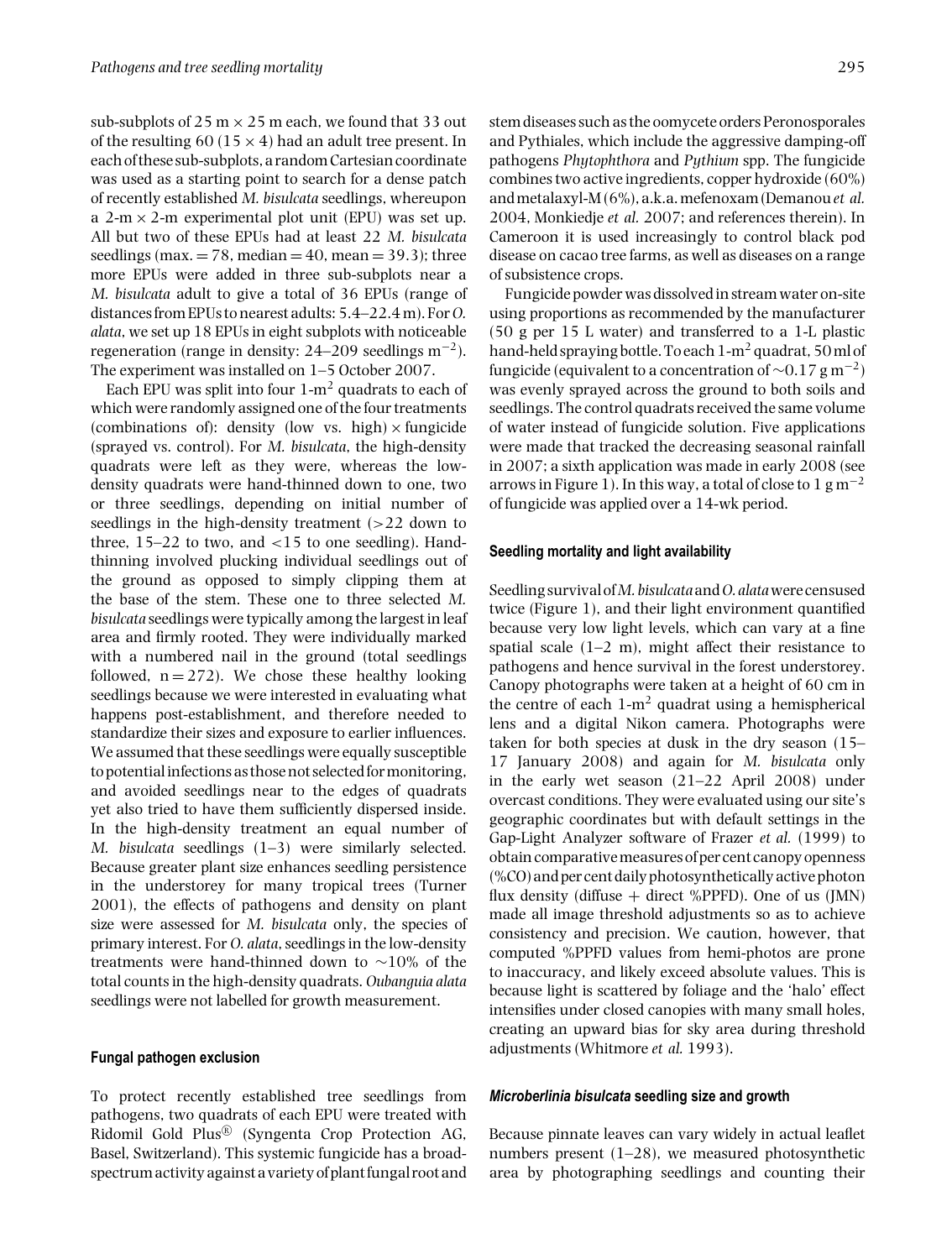sub-subplots of 25 m × 25 m each, we found that 33 out of the resulting 60 (15 × 4) had an adult tree present. In each of these sub-subplots, a random Cartesian coordinate was used as a starting point to search for a dense patch of recently established *M. bisulcata* seedlings, whereupon a 2-m × 2-m experimental plot unit (EPU) was set up. All but two of these EPUs had at least 22 *M. bisulcata* seedlings (max. = 78, median = 40, mean = 39.3); three more EPUs were added in three sub-subplots near a *M. bisulcata* adult to give a total of 36 EPUs (range of distances from EPUs to nearest adults: 5.4–22.4 m). For *O. alata*, we set up 18 EPUs in eight subplots with noticeable regeneration (range in density: 24–209 seedlings $m^{-2}$). The experiment was installed on 1–5 October 2007.

Each EPU was split into four 1-$m^2$ quadrats to each of which were randomly assigned one of the four treatments (combinations of): density (low vs. high) × fungicide (sprayed vs. control). For *M. bisulcata*, the high-density quadrats were left as they were, whereas the low-density quadrats were hand-thinned down to one, two or three seedlings, depending on initial number of seedlings in the high-density treatment (>22 down to three, 15–22 to two, and <15 to one seedling). Hand-thinning involved plucking individual seedlings out of the ground as opposed to simply clipping them at the base of the stem. These one to three selected *M. bisulcata* seedlings were typically among the largest in leaf area and firmly rooted. They were individually marked with a numbered nail in the ground (total seedlings followed, n = 272). We chose these healthy looking seedlings because we were interested in evaluating what happens post-establishment, and therefore needed to standardize their sizes and exposure to earlier influences. We assumed that these seedlings were equally susceptible to potential infections as those not selected for monitoring, and avoided seedlings near to the edges of quadrats yet also tried to have them sufficiently dispersed inside. In the high-density treatment an equal number of *M. bisulcata* seedlings (1–3) were similarly selected. Because greater plant size enhances seedling persistence in the understorey for many tropical trees (Turner 2001), the effects of pathogens and density on plant size were assessed for *M. bisulcata* only, the species of primary interest. For *O. alata*, seedlings in the low-density treatments were hand-thinned down to ~10% of the total counts in the high-density quadrats. *Oubanguia alata* seedlings were not labelled for growth measurement.

### Fungal pathogen exclusion

To protect recently established tree seedlings from pathogens, two quadrats of each EPU were treated with Ridomil Gold Plus® (Syngenta Crop Protection AG, Basel, Switzerland). This systemic fungicide has a broad-spectrum activity against a variety of plant fungal root and stem diseases such as the oomycete orders Peronosporales and Pythiales, which include the aggressive damping-off pathogens *Phytophthora* and *Pythium* spp. The fungicide combines two active ingredients, copper hydroxide (60%) and metalaxyl-M (6%), a.k.a. mefenoxam (Demanou *et al.* 2004, Monkiedje *et al.* 2007; and references therein). In Cameroon it is used increasingly to control black pod disease on cacao tree farms, as well as diseases on a range of subsistence crops.

Fungicide powder was dissolved in stream water on-site using proportions as recommended by the manufacturer (50 g per 15 L water) and transferred to a 1-L plastic hand-held spraying bottle. To each 1-$m^2$ quadrat, 50 ml of fungicide (equivalent to a concentration of ~0.17 g $m^{-2}$) was evenly sprayed across the ground to both soils and seedlings. The control quadrats received the same volume of water instead of fungicide solution. Five applications were made that tracked the decreasing seasonal rainfall in 2007; a sixth application was made in early 2008 (see arrows in Figure 1). In this way, a total of close to 1 g $m^{-2}$ of fungicide was applied over a 14-wk period.

### Seedling mortality and light availability

Seedling survival of *M. bisulcata* and *O. alata* were censused twice (Figure 1), and their light environment quantified because very low light levels, which can vary at a fine spatial scale (1–2 m), might affect their resistance to pathogens and hence survival in the forest understorey. Canopy photographs were taken at a height of 60 cm in the centre of each 1-$m^2$ quadrat using a hemispherical lens and a digital Nikon camera. Photographs were taken for both species at dusk in the dry season (15–17 January 2008) and again for *M. bisulcata* only in the early wet season (21–22 April 2008) under overcast conditions. They were evaluated using our site's geographic coordinates but with default settings in the Gap-Light Analyzer software of Frazer *et al.* (1999) to obtain comparative measures of per cent canopy openness (%CO) and per cent daily photosynthetically active photon flux density (diffuse + direct %PPFD). One of us (JMN) made all image threshold adjustments so as to achieve consistency and precision. We caution, however, that computed %PPFD values from hemi-photos are prone to inaccuracy, and likely exceed absolute values. This is because light is scattered by foliage and the 'halo' effect intensifies under closed canopies with many small holes, creating an upward bias for sky area during threshold adjustments (Whitmore *et al.* 1993).

### *Microberlinia bisulcata* seedling size and growth

Because pinnate leaves can vary widely in actual leaflet numbers present (1–28), we measured photosynthetic area by photographing seedlings and counting their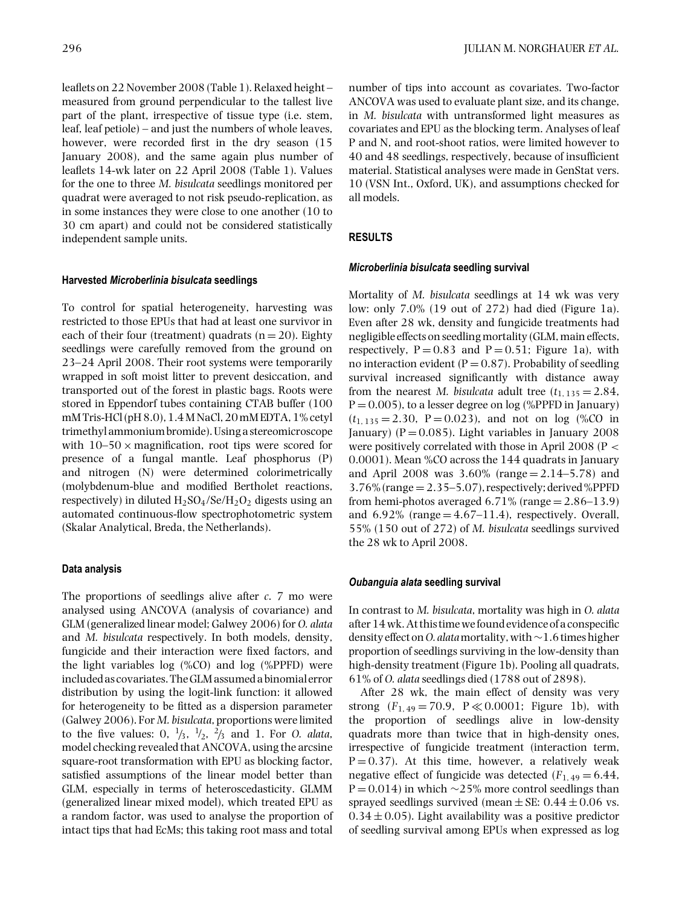leaflets on 22 November 2008 (Table 1). Relaxed height – measured from ground perpendicular to the tallest live part of the plant, irrespective of tissue type (i.e. stem, leaf, leaf petiole) – and just the numbers of whole leaves, however, were recorded first in the dry season (15 January 2008), and the same again plus number of leaflets 14-wk later on 22 April 2008 (Table 1). Values for the one to three *M. bisulcata* seedlings monitored per quadrat were averaged to not risk pseudo-replication, as in some instances they were close to one another (10 to 30 cm apart) and could not be considered statistically independent sample units.

#### Harvested *Microberlinia bisulcata* seedlings

To control for spatial heterogeneity, harvesting was restricted to those EPUs that had at least one survivor in each of their four (treatment) quadrats ($n = 20$). Eighty seedlings were carefully removed from the ground on 23–24 April 2008. Their root systems were temporarily wrapped in soft moist litter to prevent desiccation, and transported out of the forest in plastic bags. Roots were stored in Eppendorf tubes containing CTAB buffer (100 mM Tris-HCl (pH 8.0), 1.4 M NaCl, 20 mM EDTA, 1% cetyl trimethyl ammonium bromide). Using a stereomicroscope with $10–50 \times$ magnification, root tips were scored for presence of a fungal mantle. Leaf phosphorus (P) and nitrogen (N) were determined colorimetrically (molybdenum-blue and modified Bertholet reactions, respectively) in diluted $H_2SO_4/Se/H_2O_2$ digests using an automated continuous-flow spectrophotometric system (Skalar Analytical, Breda, the Netherlands).

#### Data analysis

The proportions of seedlings alive after *c.* 7 mo were analysed using ANCOVA (analysis of covariance) and GLM (generalized linear model; Galwey 2006) for *O. alata* and *M. bisulcata* respectively. In both models, density, fungicide and their interaction were fixed factors, and the light variables log (%CO) and log (%PPFD) were included as covariates. The GLM assumed a binomial error distribution by using the logit-link function: it allowed for heterogeneity to be fitted as a dispersion parameter (Galwey 2006). For *M. bisulcata*, proportions were limited to the five values: 0, $^1/_3$, $^1/_2$, $^2/_3$ and 1. For *O. alata*, model checking revealed that ANCOVA, using the arcsine square-root transformation with EPU as blocking factor, satisfied assumptions of the linear model better than GLM, especially in terms of heteroscedasticity. GLMM (generalized linear mixed model), which treated EPU as a random factor, was used to analyse the proportion of intact tips that had EcMs; this taking root mass and total number of tips into account as covariates. Two-factor ANCOVA was used to evaluate plant size, and its change, in *M. bisulcata* with untransformed light measures as covariates and EPU as the blocking term. Analyses of leaf P and N, and root-shoot ratios, were limited however to 40 and 48 seedlings, respectively, because of insufficient material. Statistical analyses were made in GenStat vers. 10 (VSN Int., Oxford, UK), and assumptions checked for all models.

## RESULTS

#### *Microberlinia bisulcata* seedling survival

Mortality of *M. bisulcata* seedlings at 14 wk was very low: only 7.0% (19 out of 272) had died (Figure 1a). Even after 28 wk, density and fungicide treatments had negligible effects on seedling mortality (GLM, main effects, respectively, $P = 0.83$ and $P = 0.51$; Figure 1a), with no interaction evident ($P = 0.87$). Probability of seedling survival increased significantly with distance away from the nearest *M. bisulcata* adult tree ($t_{1,135} = 2.84$, $P = 0.005$), to a lesser degree on log (%PPFD in January) ($t_{1,135} = 2.30$, $P = 0.023$), and not on log (%CO in January) ($P = 0.085$). Light variables in January 2008 were positively correlated with those in April 2008 ($P < 0.0001$). Mean %CO across the 144 quadrats in January and April 2008 was 3.60% (range = 2.14–5.78) and 3.76% (range = 2.35–5.07), respectively; derived %PPFD from hemi-photos averaged 6.71% (range = 2.86–13.9) and 6.92% (range = 4.67–11.4), respectively. Overall, 55% (150 out of 272) of *M. bisulcata* seedlings survived the 28 wk to April 2008.

#### *Oubanguia alata* seedling survival

In contrast to *M. bisulcata*, mortality was high in *O. alata* after 14 wk. At this time we found evidence of a conspecific density effect on *O. alata* mortality, with ~1.6 times higher proportion of seedlings surviving in the low-density than high-density treatment (Figure 1b). Pooling all quadrats, 61% of *O. alata* seedlings died (1788 out of 2898).

After 28 wk, the main effect of density was very strong ($F_{1,49} = 70.9$, $P \ll 0.0001$; Figure 1b), with the proportion of seedlings alive in low-density quadrats more than twice that in high-density ones, irrespective of fungicide treatment (interaction term, $P = 0.37$). At this time, however, a relatively weak negative effect of fungicide was detected ($F_{1,49} = 6.44$, $P = 0.014$) in which ~25% more control seedlings than sprayed seedlings survived (mean ± SE: $0.44 \pm 0.06$ vs. $0.34 \pm 0.05$). Light availability was a positive predictor of seedling survival among EPUs when expressed as log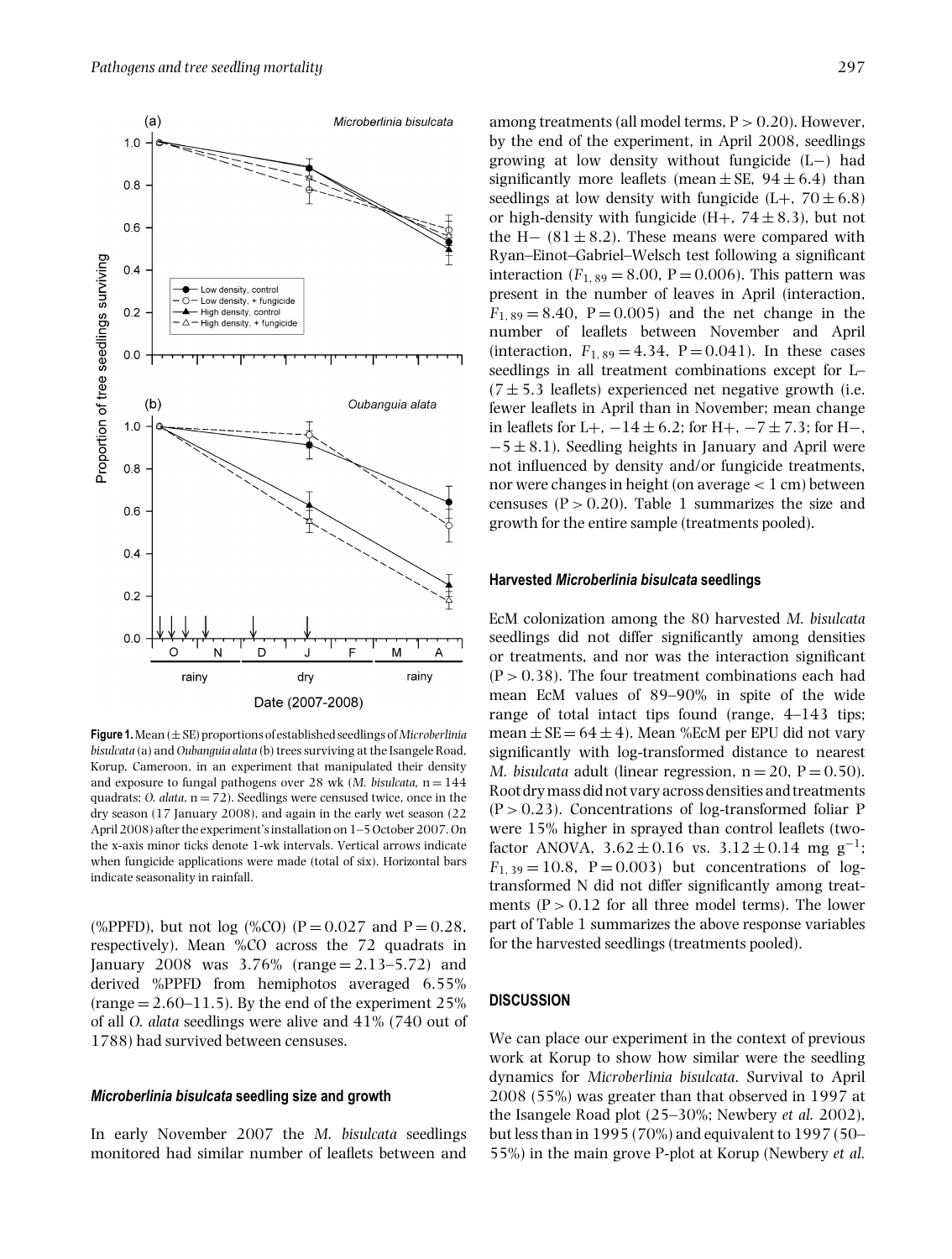**Figure 1.** Mean (± SE) proportions of established seedlings of *Microberlinia bisulcata* (a) and *Oubanguia alata* (b) trees surviving at the Isangele Road, Korup, Cameroon, in an experiment that manipulated their density and exposure to fungal pathogens over 28 wk (*M. bisulcata,* n = 144 quadrats; *O. alata*, n = 72). Seedlings were censused twice, once in the dry season (17 January 2008), and again in the early wet season (22 April 2008) after the experiment's installation on 1–5 October 2007. On the x-axis minor ticks denote 1-wk intervals. Vertical arrows indicate when fungicide applications were made (total of six). Horizontal bars indicate seasonality in rainfall.

(%PPFD), but not log (%CO) (P = 0.027 and P = 0.28, respectively). Mean %CO across the 72 quadrats in January 2008 was 3.76% (range = 2.13–5.72) and derived %PPFD from hemiphotos averaged 6.55% (range = 2.60–11.5). By the end of the experiment 25% of all *O. alata* seedlings were alive and 41% (740 out of 1788) had survived between censuses.

### *Microberlinia bisulcata* seedling size and growth

In early November 2007 the *M. bisulcata* seedlings monitored had similar number of leaflets between and among treatments (all model terms, P > 0.20). However, by the end of the experiment, in April 2008, seedlings growing at low density without fungicide (L−) had significantly more leaflets (mean ± SE, 94 ± 6.4) than seedlings at low density with fungicide (L+, 70 ± 6.8) or high-density with fungicide (H+, 74 ± 8.3), but not the H− (81 ± 8.2). These means were compared with Ryan–Einot–Gabriel–Welsch test following a significant interaction ($F_{1,\,89}$ = 8.00, P = 0.006). This pattern was present in the number of leaves in April (interaction, $F_{1,\,89}$ = 8.40, P = 0.005) and the net change in the number of leaflets between November and April (interaction, $F_{1,\,89}$ = 4.34, P = 0.041). In these cases seedlings in all treatment combinations except for L– (7 ± 5.3 leaflets) experienced net negative growth (i.e. fewer leaflets in April than in November; mean change in leaflets for L+, −14 ± 6.2; for H+, −7 ± 7.3; for H−, −5 ± 8.1). Seedling heights in January and April were not influenced by density and/or fungicide treatments, nor were changes in height (on average < 1 cm) between censuses (P > 0.20). Table 1 summarizes the size and growth for the entire sample (treatments pooled).

### Harvested *Microberlinia bisulcata* seedlings

EcM colonization among the 80 harvested *M. bisulcata* seedlings did not differ significantly among densities or treatments, and nor was the interaction significant (P > 0.38). The four treatment combinations each had mean EcM values of 89–90% in spite of the wide range of total intact tips found (range, 4–143 tips; mean ± SE = 64 ± 4). Mean %EcM per EPU did not vary significantly with log-transformed distance to nearest *M. bisulcata* adult (linear regression, n = 20, P = 0.50). Root dry mass did not vary across densities and treatments (P > 0.23). Concentrations of log-transformed foliar P were 15% higher in sprayed than control leaflets (two-factor ANOVA, 3.62 ± 0.16 vs. 3.12 ± 0.14 mg $g^{-1}$; $F_{1,\,39}$ = 10.8, P = 0.003) but concentrations of log-transformed N did not differ significantly among treatments (P > 0.12 for all three model terms). The lower part of Table 1 summarizes the above response variables for the harvested seedlings (treatments pooled).

## DISCUSSION

We can place our experiment in the context of previous work at Korup to show how similar were the seedling dynamics for *Microberlinia bisulcata*. Survival to April 2008 (55%) was greater than that observed in 1997 at the Isangele Road plot (25–30%; Newbery *et al.* 2002), but less than in 1995 (70%) and equivalent to 1997 (50–55%) in the main grove P-plot at Korup (Newbery *et al.*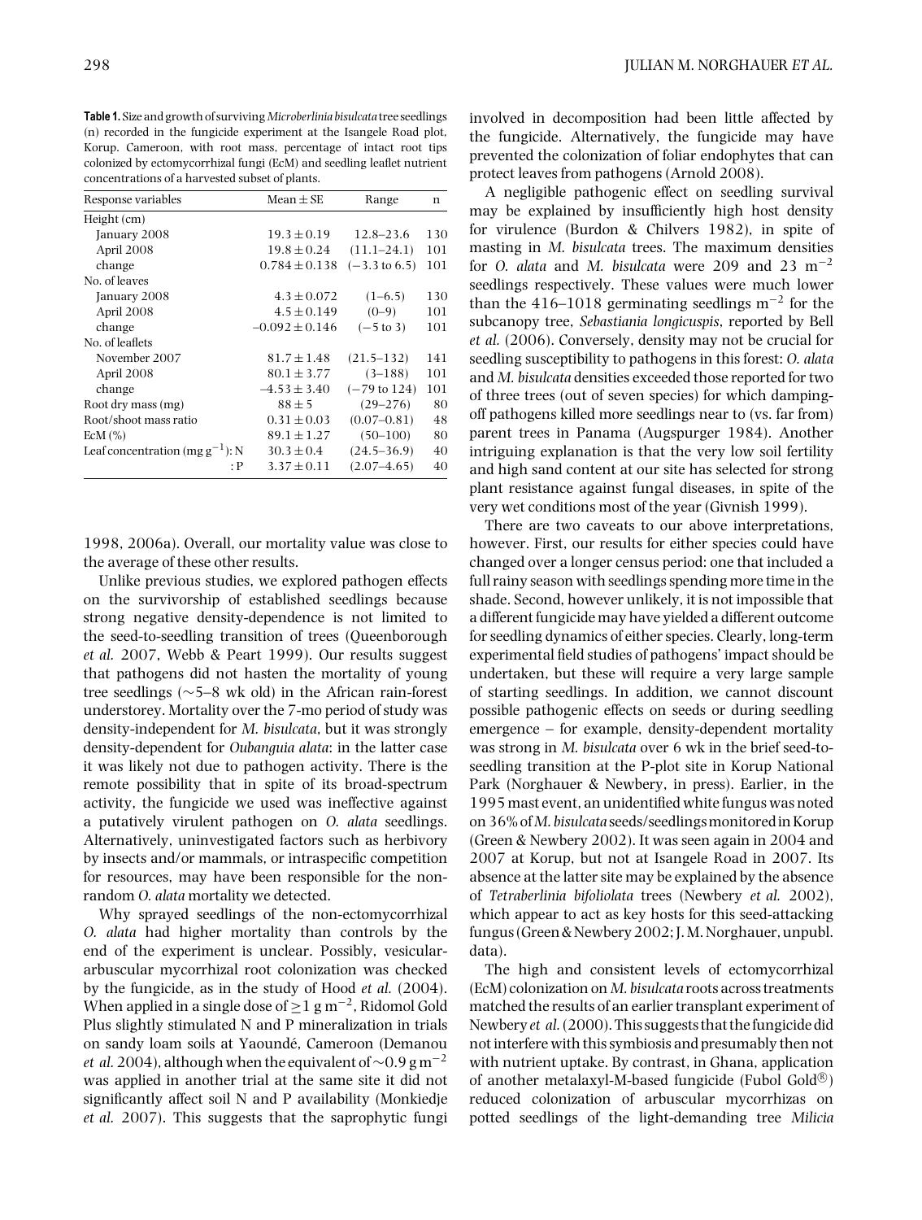**Table 1.** Size and growth of surviving *Microberlinia bisulcata* tree seedlings (n) recorded in the fungicide experiment at the Isangele Road plot, Korup. Cameroon, with root mass, percentage of intact root tips colonized by ectomycorrhizal fungi (EcM) and seedling leaflet nutrient concentrations of a harvested subset of plants.

| Response variables | Mean ± SE | Range | n |
|---|---|---|---|
| Height (cm) | | | |
| January 2008 | 19.3 ± 0.19 | 12.8–23.6 | 130 |
| April 2008 | 19.8 ± 0.24 | (11.1–24.1) | 101 |
| change | 0.784 ± 0.138 | (−3.3 to 6.5) | 101 |
| No. of leaves | | | |
| January 2008 | 4.3 ± 0.072 | (1–6.5) | 130 |
| April 2008 | 4.5 ± 0.149 | (0–9) | 101 |
| change | −0.092 ± 0.146 | (−5 to 3) | 101 |
| No. of leaflets | | | |
| November 2007 | 81.7 ± 1.48 | (21.5–132) | 141 |
| April 2008 | 80.1 ± 3.77 | (3–188) | 101 |
| change | −4.53 ± 3.40 | (−79 to 124) | 101 |
| Root dry mass (mg) | 88 ± 5 | (29–276) | 80 |
| Root/shoot mass ratio | 0.31 ± 0.03 | (0.07–0.81) | 48 |
| EcM (%) | 89.1 ± 1.27 | (50–100) | 80 |
| Leaf concentration (mg $g^{-1}$): N | 30.3 ± 0.4 | (24.5–36.9) | 40 |
| : P | 3.37 ± 0.11 | (2.07–4.65) | 40 |

1998, 2006a). Overall, our mortality value was close to the average of these other results.

Unlike previous studies, we explored pathogen effects on the survivorship of established seedlings because strong negative density-dependence is not limited to the seed-to-seedling transition of trees (Queenborough *et al.* 2007, Webb & Peart 1999). Our results suggest that pathogens did not hasten the mortality of young tree seedlings (~5–8 wk old) in the African rain-forest understorey. Mortality over the 7-mo period of study was density-independent for *M. bisulcata*, but it was strongly density-dependent for *Oubanguia alata*: in the latter case it was likely not due to pathogen activity. There is the remote possibility that in spite of its broad-spectrum activity, the fungicide we used was ineffective against a putatively virulent pathogen on *O. alata* seedlings. Alternatively, uninvestigated factors such as herbivory by insects and/or mammals, or intraspecific competition for resources, may have been responsible for the non-random *O. alata* mortality we detected.

Why sprayed seedlings of the non-ectomycorrhizal *O. alata* had higher mortality than controls by the end of the experiment is unclear. Possibly, vesicular-arbuscular mycorrhizal root colonization was checked by the fungicide, as in the study of Hood *et al.* (2004). When applied in a single dose of ≥1 g $m^{-2}$, Ridomol Gold Plus slightly stimulated N and P mineralization in trials on sandy loam soils at Yaoundé, Cameroon (Demanou *et al.* 2004), although when the equivalent of ~0.9 g $m^{-2}$ was applied in another trial at the same site it did not significantly affect soil N and P availability (Monkiedje *et al.* 2007). This suggests that the saprophytic fungi involved in decomposition had been little affected by the fungicide. Alternatively, the fungicide may have prevented the colonization of foliar endophytes that can protect leaves from pathogens (Arnold 2008).

A negligible pathogenic effect on seedling survival may be explained by insufficiently high host density for virulence (Burdon & Chilvers 1982), in spite of masting in *M. bisulcata* trees. The maximum densities for *O. alata* and *M. bisulcata* were 209 and 23 $m^{-2}$ seedlings respectively. These values were much lower than the 416–1018 germinating seedlings $m^{-2}$ for the subcanopy tree, *Sebastiania longicuspis*, reported by Bell *et al.* (2006). Conversely, density may not be crucial for seedling susceptibility to pathogens in this forest: *O. alata* and *M. bisulcata* densities exceeded those reported for two of three trees (out of seven species) for which damping-off pathogens killed more seedlings near to (vs. far from) parent trees in Panama (Augspurger 1984). Another intriguing explanation is that the very low soil fertility and high sand content at our site has selected for strong plant resistance against fungal diseases, in spite of the very wet conditions most of the year (Givnish 1999).

There are two caveats to our above interpretations, however. First, our results for either species could have changed over a longer census period: one that included a full rainy season with seedlings spending more time in the shade. Second, however unlikely, it is not impossible that a different fungicide may have yielded a different outcome for seedling dynamics of either species. Clearly, long-term experimental field studies of pathogens' impact should be undertaken, but these will require a very large sample of starting seedlings. In addition, we cannot discount possible pathogenic effects on seeds or during seedling emergence – for example, density-dependent mortality was strong in *M. bisulcata* over 6 wk in the brief seed-to-seedling transition at the P-plot site in Korup National Park (Norghauer & Newbery, in press). Earlier, in the 1995 mast event, an unidentified white fungus was noted on 36% of *M. bisulcata* seeds/seedlings monitored in Korup (Green & Newbery 2002). It was seen again in 2004 and 2007 at Korup, but not at Isangele Road in 2007. Its absence at the latter site may be explained by the absence of *Tetraberlinia bifoliolata* trees (Newbery *et al.* 2002), which appear to act as key hosts for this seed-attacking fungus (Green & Newbery 2002; J. M. Norghauer, unpubl. data).

The high and consistent levels of ectomycorrhizal (EcM) colonization on *M. bisulcata* roots across treatments matched the results of an earlier transplant experiment of Newbery *et al.* (2000). This suggests that the fungicide did not interfere with this symbiosis and presumably then not with nutrient uptake. By contrast, in Ghana, application of another metalaxyl-M-based fungicide (Fubol Gold®) reduced colonization of arbuscular mycorrhizas on potted seedlings of the light-demanding tree *Milicia*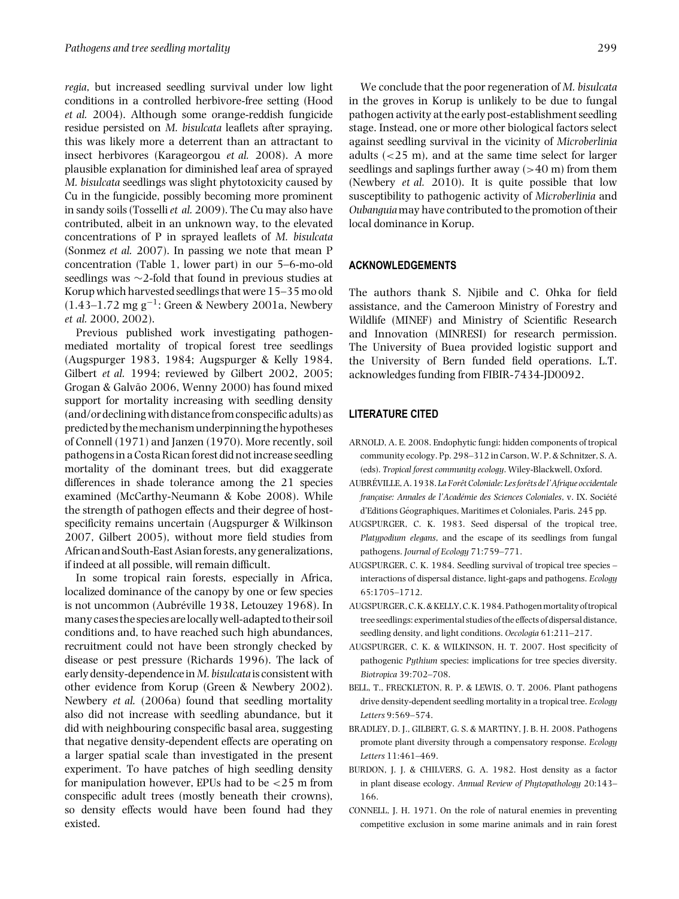*regia*, but increased seedling survival under low light conditions in a controlled herbivore-free setting (Hood *et al.* 2004). Although some orange-reddish fungicide residue persisted on *M. bisulcata* leaflets after spraying, this was likely more a deterrent than an attractant to insect herbivores (Karageorgou *et al.* 2008). A more plausible explanation for diminished leaf area of sprayed *M. bisulcata* seedlings was slight phytotoxicity caused by Cu in the fungicide, possibly becoming more prominent in sandy soils (Tosselli *et al.* 2009). The Cu may also have contributed, albeit in an unknown way, to the elevated concentrations of P in sprayed leaflets of *M. bisulcata* (Sonmez *et al.* 2007). In passing we note that mean P concentration (Table 1, lower part) in our 5–6-mo-old seedlings was ~2-fold that found in previous studies at Korup which harvested seedlings that were 15–35 mo old (1.43–1.72 mg $g^{-1}$: Green & Newbery 2001a, Newbery *et al.* 2000, 2002).

Previous published work investigating pathogen-mediated mortality of tropical forest tree seedlings (Augspurger 1983, 1984; Augspurger & Kelly 1984, Gilbert *et al.* 1994; reviewed by Gilbert 2002, 2005; Grogan & Galvão 2006, Wenny 2000) has found mixed support for mortality increasing with seedling density (and/or declining with distance from conspecific adults) as predicted by the mechanism underpinning the hypotheses of Connell (1971) and Janzen (1970). More recently, soil pathogens in a Costa Rican forest did not increase seedling mortality of the dominant trees, but did exaggerate differences in shade tolerance among the 21 species examined (McCarthy-Neumann & Kobe 2008). While the strength of pathogen effects and their degree of host-specificity remains uncertain (Augspurger & Wilkinson 2007, Gilbert 2005), without more field studies from African and South-East Asian forests, any generalizations, if indeed at all possible, will remain difficult.

In some tropical rain forests, especially in Africa, localized dominance of the canopy by one or few species is not uncommon (Aubréville 1938, Letouzey 1968). In many cases the species are locally well-adapted to their soil conditions and, to have reached such high abundances, recruitment could not have been strongly checked by disease or pest pressure (Richards 1996). The lack of early density-dependence in *M. bisulcata* is consistent with other evidence from Korup (Green & Newbery 2002). Newbery *et al.* (2006a) found that seedling mortality also did not increase with seedling abundance, but it did with neighbouring conspecific basal area, suggesting that negative density-dependent effects are operating on a larger spatial scale than investigated in the present experiment. To have patches of high seedling density for manipulation however, EPUs had to be <25 m from conspecific adult trees (mostly beneath their crowns), so density effects would have been found had they existed.

We conclude that the poor regeneration of *M. bisulcata* in the groves in Korup is unlikely to be due to fungal pathogen activity at the early post-establishment seedling stage. Instead, one or more other biological factors select against seedling survival in the vicinity of *Microberlinia* adults (<25 m), and at the same time select for larger seedlings and saplings further away (>40 m) from them (Newbery *et al.* 2010). It is quite possible that low susceptibility to pathogenic activity of *Microberlinia* and *Oubanguia* may have contributed to the promotion of their local dominance in Korup.

## ACKNOWLEDGEMENTS

The authors thank S. Njibile and C. Ohka for field assistance, and the Cameroon Ministry of Forestry and Wildlife (MINEF) and Ministry of Scientific Research and Innovation (MINRESI) for research permission. The University of Buea provided logistic support and the University of Bern funded field operations. L.T. acknowledges funding from FIBIR-7434-JD0092.

## LITERATURE CITED

ARNOLD, A. E. 2008. Endophytic fungi: hidden components of tropical community ecology. Pp. 298–312 in Carson, W. P. & Schnitzer, S. A. (eds). *Tropical forest community ecology*. Wiley-Blackwell, Oxford.

AUBRÉVILLE, A. 1938. *La Forêt Coloniale: Les forêts de l'Afrique occidentale française: Annales de l'Académie des Sciences Coloniales*, v. IX. Société d'Editions Géographiques, Maritimes et Coloniales, Paris. 245 pp.

AUGSPURGER, C. K. 1983. Seed dispersal of the tropical tree, *Platypodium elegans*, and the escape of its seedlings from fungal pathogens. *Journal of Ecology* 71:759–771.

AUGSPURGER, C. K. 1984. Seedling survival of tropical tree species – interactions of dispersal distance, light-gaps and pathogens. *Ecology* 65:1705–1712.

AUGSPURGER, C. K. & KELLY, C. K. 1984. Pathogen mortality of tropical tree seedlings: experimental studies of the effects of dispersal distance, seedling density, and light conditions. *Oecologia* 61:211–217.

AUGSPURGER, C. K. & WILKINSON, H. T. 2007. Host specificity of pathogenic *Pythium* species: implications for tree species diversity. *Biotropica* 39:702–708.

BELL, T., FRECKLETON, R. P. & LEWIS, O. T. 2006. Plant pathogens drive density-dependent seedling mortality in a tropical tree. *Ecology Letters* 9:569–574.

BRADLEY, D. J., GILBERT, G. S. & MARTINY, J. B. H. 2008. Pathogens promote plant diversity through a compensatory response. *Ecology Letters* 11:461–469.

BURDON, J. J. & CHILVERS, G. A. 1982. Host density as a factor in plant disease ecology. *Annual Review of Phytopathology* 20:143–166.

CONNELL, J. H. 1971. On the role of natural enemies in preventing competitive exclusion in some marine animals and in rain forest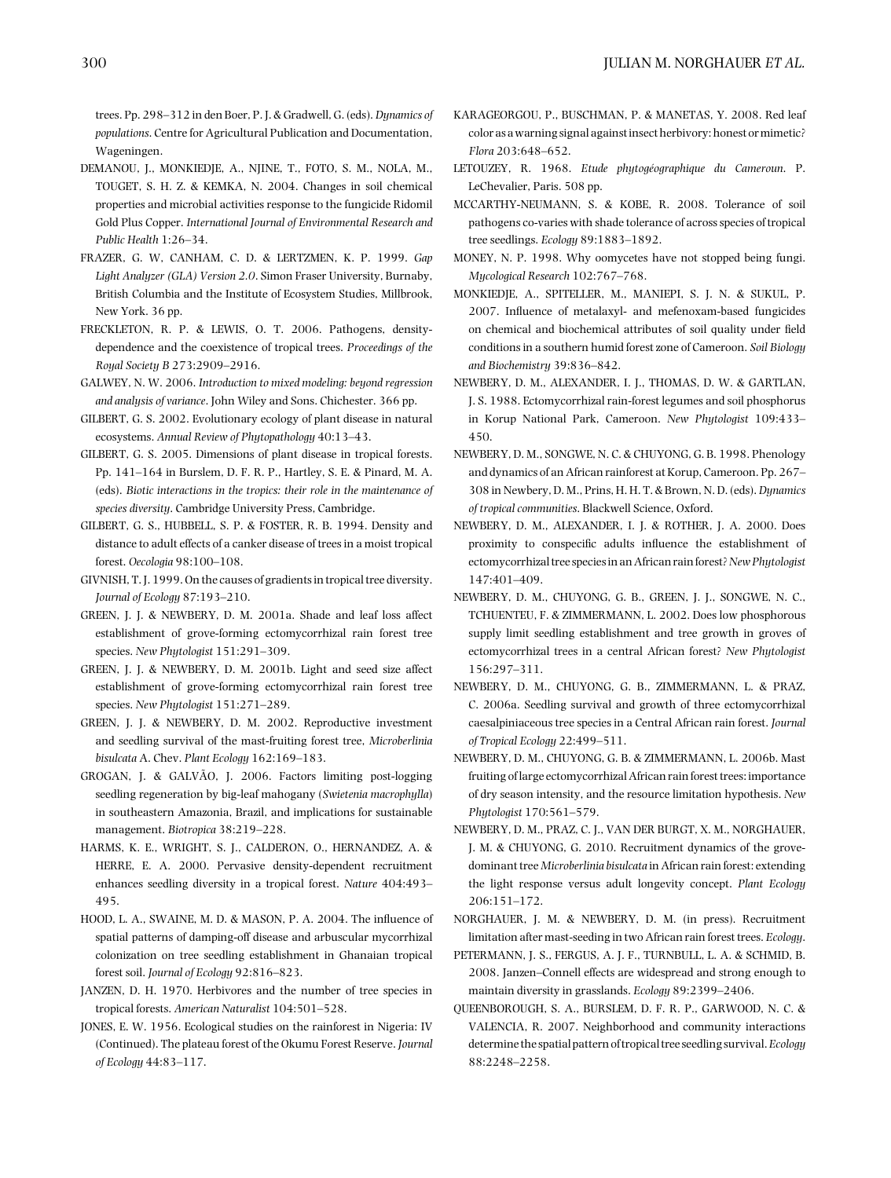trees. Pp. 298–312 in den Boer, P. J. & Gradwell, G. (eds). *Dynamics of populations*. Centre for Agricultural Publication and Documentation, Wageningen.

DEMANOU, J., MONKIEDJE, A., NJINE, T., FOTO, S. M., NOLA, M., TOUGET, S. H. Z. & KEMKA, N. 2004. Changes in soil chemical properties and microbial activities response to the fungicide Ridomil Gold Plus Copper. *International Journal of Environmental Research and Public Health* 1:26–34.

FRAZER, G. W, CANHAM, C. D. & LERTZMEN, K. P. 1999. *Gap Light Analyzer (GLA) Version 2.0*. Simon Fraser University, Burnaby, British Columbia and the Institute of Ecosystem Studies, Millbrook, New York. 36 pp.

FRECKLETON, R. P. & LEWIS, O. T. 2006. Pathogens, density-dependence and the coexistence of tropical trees. *Proceedings of the Royal Society B* 273:2909–2916.

GALWEY, N. W. 2006. *Introduction to mixed modeling: beyond regression and analysis of variance*. John Wiley and Sons. Chichester. 366 pp.

GILBERT, G. S. 2002. Evolutionary ecology of plant disease in natural ecosystems. *Annual Review of Phytopathology* 40:13–43.

GILBERT, G. S. 2005. Dimensions of plant disease in tropical forests. Pp. 141–164 in Burslem, D. F. R. P., Hartley, S. E. & Pinard, M. A. (eds). *Biotic interactions in the tropics: their role in the maintenance of species diversity*. Cambridge University Press, Cambridge.

GILBERT, G. S., HUBBELL, S. P. & FOSTER, R. B. 1994. Density and distance to adult effects of a canker disease of trees in a moist tropical forest. *Oecologia* 98:100–108.

GIVNISH, T. J. 1999. On the causes of gradients in tropical tree diversity. *Journal of Ecology* 87:193–210.

GREEN, J. J. & NEWBERY, D. M. 2001a. Shade and leaf loss affect establishment of grove-forming ectomycorrhizal rain forest tree species. *New Phytologist* 151:291–309.

GREEN, J. J. & NEWBERY, D. M. 2001b. Light and seed size affect establishment of grove-forming ectomycorrhizal rain forest tree species. *New Phytologist* 151:271–289.

GREEN, J. J. & NEWBERY, D. M. 2002. Reproductive investment and seedling survival of the mast-fruiting forest tree, *Microberlinia bisulcata* A. Chev. *Plant Ecology* 162:169–183.

GROGAN, J. & GALVÃO, J. 2006. Factors limiting post-logging seedling regeneration by big-leaf mahogany (*Swietenia macrophylla*) in southeastern Amazonia, Brazil, and implications for sustainable management. *Biotropica* 38:219–228.

HARMS, K. E., WRIGHT, S. J., CALDERON, O., HERNANDEZ, A. & HERRE, E. A. 2000. Pervasive density-dependent recruitment enhances seedling diversity in a tropical forest. *Nature* 404:493–495.

HOOD, L. A., SWAINE, M. D. & MASON, P. A. 2004. The influence of spatial patterns of damping-off disease and arbuscular mycorrhizal colonization on tree seedling establishment in Ghanaian tropical forest soil. *Journal of Ecology* 92:816–823.

JANZEN, D. H. 1970. Herbivores and the number of tree species in tropical forests. *American Naturalist* 104:501–528.

JONES, E. W. 1956. Ecological studies on the rainforest in Nigeria: IV (Continued). The plateau forest of the Okumu Forest Reserve. *Journal of Ecology* 44:83–117.

KARAGEORGOU, P., BUSCHMAN, P. & MANETAS, Y. 2008. Red leaf color as a warning signal against insect herbivory: honest or mimetic? *Flora* 203:648–652.

LETOUZEY, R. 1968. *Etude phytogéographique du Cameroun*. P. LeChevalier, Paris. 508 pp.

MCCARTHY-NEUMANN, S. & KOBE, R. 2008. Tolerance of soil pathogens co-varies with shade tolerance of across species of tropical tree seedlings. *Ecology* 89:1883–1892.

MONEY, N. P. 1998. Why oomycetes have not stopped being fungi. *Mycological Research* 102:767–768.

MONKIEDJE, A., SPITELLER, M., MANIEPI, S. J. N. & SUKUL, P. 2007. Influence of metalaxyl- and mefenoxam-based fungicides on chemical and biochemical attributes of soil quality under field conditions in a southern humid forest zone of Cameroon. *Soil Biology and Biochemistry* 39:836–842.

NEWBERY, D. M., ALEXANDER, I. J., THOMAS, D. W. & GARTLAN, J. S. 1988. Ectomycorrhizal rain-forest legumes and soil phosphorus in Korup National Park, Cameroon. *New Phytologist* 109:433–450.

NEWBERY, D. M., SONGWE, N. C. & CHUYONG, G. B. 1998. Phenology and dynamics of an African rainforest at Korup, Cameroon. Pp. 267–308 in Newbery, D. M., Prins, H. H. T. & Brown, N. D. (eds). *Dynamics of tropical communities*. Blackwell Science, Oxford.

NEWBERY, D. M., ALEXANDER, I. J. & ROTHER, J. A. 2000. Does proximity to conspecific adults influence the establishment of ectomycorrhizal tree species in an African rain forest? *New Phytologist* 147:401–409.

NEWBERY, D. M., CHUYONG, G. B., GREEN, J. J., SONGWE, N. C., TCHUENTEU, F. & ZIMMERMANN, L. 2002. Does low phosphorous supply limit seedling establishment and tree growth in groves of ectomycorrhizal trees in a central African forest? *New Phytologist* 156:297–311.

NEWBERY, D. M., CHUYONG, G. B., ZIMMERMANN, L. & PRAZ, C. 2006a. Seedling survival and growth of three ectomycorrhizal caesalpiniaceous tree species in a Central African rain forest. *Journal of Tropical Ecology* 22:499–511.

NEWBERY, D. M., CHUYONG, G. B. & ZIMMERMANN, L. 2006b. Mast fruiting of large ectomycorrhizal African rain forest trees: importance of dry season intensity, and the resource limitation hypothesis. *New Phytologist* 170:561–579.

NEWBERY, D. M., PRAZ, C. J., VAN DER BURGT, X. M., NORGHAUER, J. M. & CHUYONG, G. 2010. Recruitment dynamics of the grove-dominant tree *Microberlinia bisulcata* in African rain forest: extending the light response versus adult longevity concept. *Plant Ecology* 206:151–172.

NORGHAUER, J. M. & NEWBERY, D. M. (in press). Recruitment limitation after mast-seeding in two African rain forest trees. *Ecology*.

PETERMANN, J. S., FERGUS, A. J. F., TURNBULL, L. A. & SCHMID, B. 2008. Janzen–Connell effects are widespread and strong enough to maintain diversity in grasslands. *Ecology* 89:2399–2406.

QUEENBOROUGH, S. A., BURSLEM, D. F. R. P., GARWOOD, N. C. & VALENCIA, R. 2007. Neighborhood and community interactions determine the spatial pattern of tropical tree seedling survival. *Ecology* 88:2248–2258.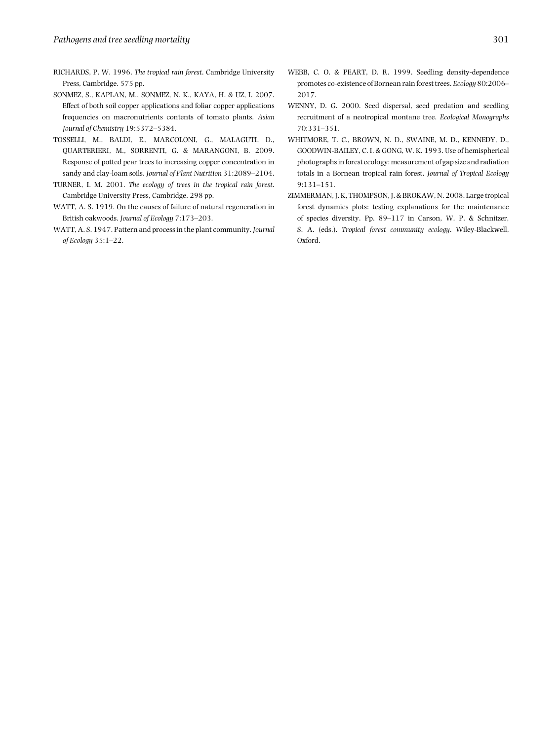RICHARDS, P. W. 1996. *The tropical rain forest*. Cambridge University Press, Cambridge. 575 pp.

SONMEZ, S., KAPLAN, M., SONMEZ, N. K., KAYA, H. & UZ, I. 2007. Effect of both soil copper applications and foliar copper applications frequencies on macronutrients contents of tomato plants. *Asian Journal of Chemistry* 19:5372–5384.

TOSSELLI, M., BALDI, E., MARCOLONI, G., MALAGUTI, D., QUARTERIERI, M., SORRENTI, G. & MARANGONI, B. 2009. Response of potted pear trees to increasing copper concentration in sandy and clay-loam soils. *Journal of Plant Nutrition* 31:2089–2104.

TURNER, I. M. 2001. *The ecology of trees in the tropical rain forest*. Cambridge University Press, Cambridge. 298 pp.

WATT, A. S. 1919. On the causes of failure of natural regeneration in British oakwoods. *Journal of Ecology* 7:173–203.

WATT, A. S. 1947. Pattern and process in the plant community. *Journal of Ecology* 35:1–22.

WEBB, C. O. & PEART, D. R. 1999. Seedling density-dependence promotes co-existence of Bornean rain forest trees. *Ecology* 80:2006–2017.

WENNY, D. G. 2000. Seed dispersal, seed predation and seedling recruitment of a neotropical montane tree. *Ecological Monographs* 70:331–351.

WHITMORE, T. C., BROWN, N. D., SWAINE, M. D., KENNEDY, D., GOODWIN-BAILEY, C. I. & GONG, W. K. 1993. Use of hemispherical photographs in forest ecology: measurement of gap size and radiation totals in a Bornean tropical rain forest. *Journal of Tropical Ecology* 9:131–151.

ZIMMERMAN, J. K, THOMPSON, J. & BROKAW, N. 2008. Large tropical forest dynamics plots: testing explanations for the maintenance of species diversity. Pp. 89–117 in Carson, W. P. & Schnitzer, S. A. (eds.). *Tropical forest community ecology*. Wiley-Blackwell, Oxford.